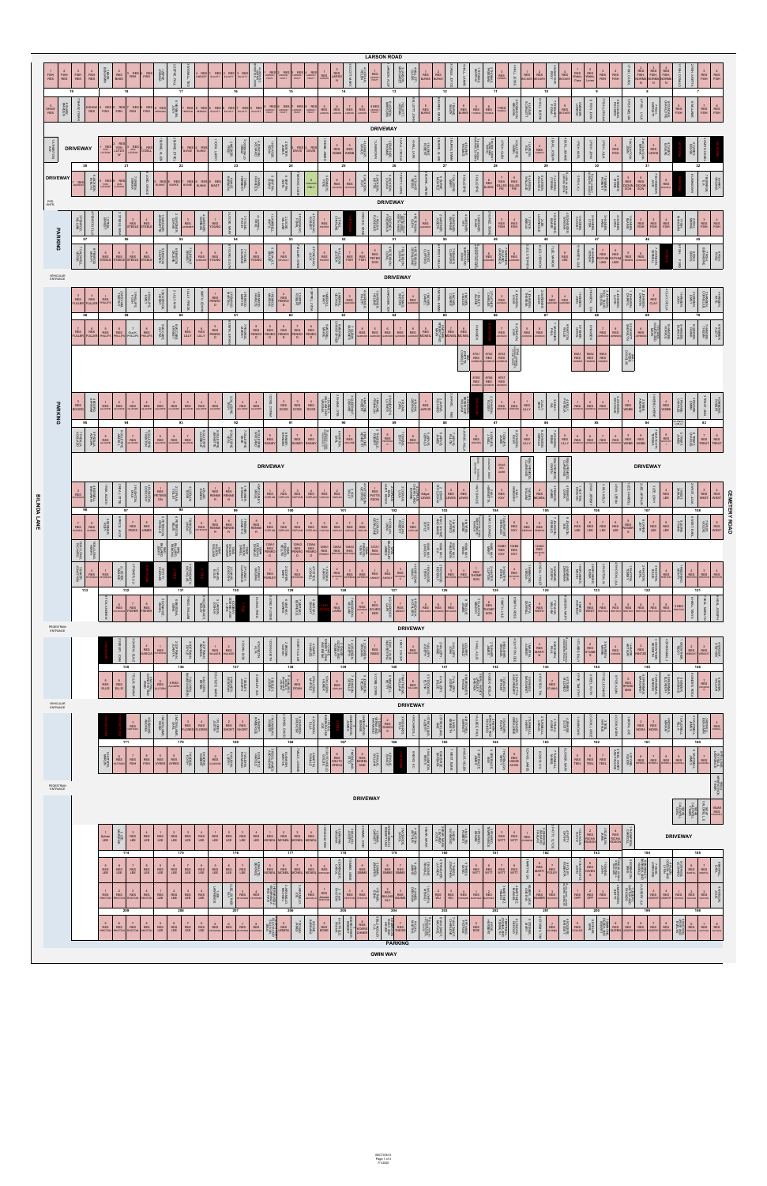# LARSON ROAD

DRIVEWAY

PARKING

VEHICULAR ENTRANCE

DRIVEWAY

PARKING

DRIVEWAY

DRIVEWAY

BILINDA LANE

CEMETERY ROAD

PEDESTRIAN ENTRANCE

DRIVEWAY

VEHICULAR ENTRANCE

DRIVEWAY

PEDESTRIAN ENTRANCE

DRIVEWAY

DRIVEWAY

PARKING

GWIN WAY

SECTION A
Page 1 of 3
7/1/2020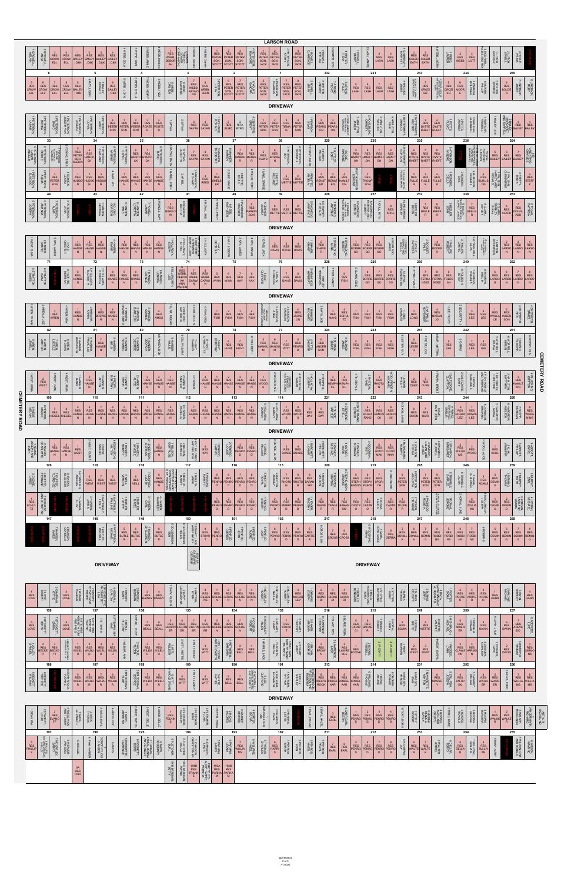# LARSON ROAD

DRIVEWAY

DRIVEWAY

DRIVEWAY

DRIVEWAY

DRIVEWAY

DRIVEWAY

DRIVEWAY

DRIVEWAY

CEMETERY ROAD

CEMETERY ROAD

SECTION B
2 of 3
7/1/2020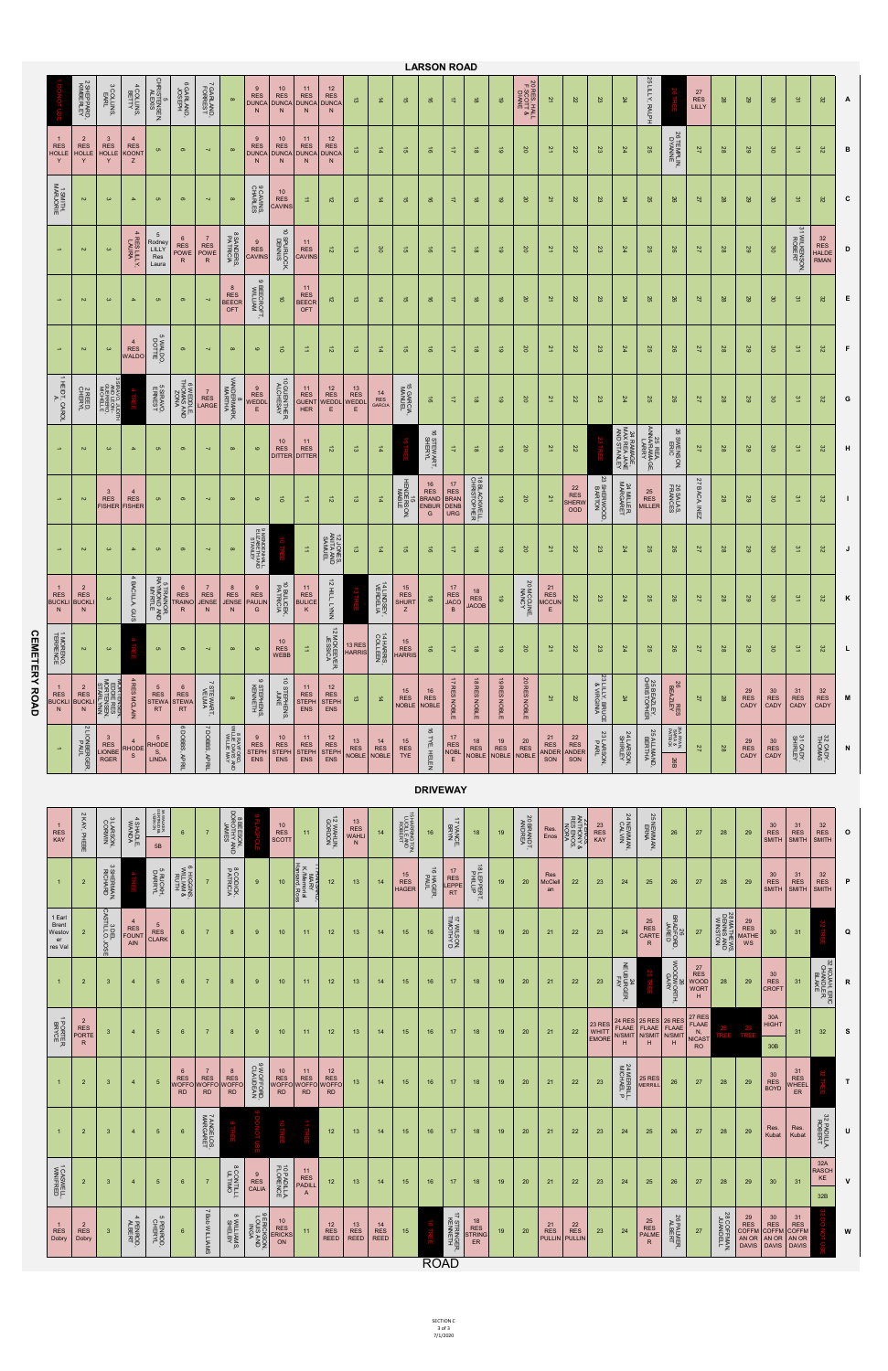# LARSON ROAD

CEMETERY ROAD

| Row | 1 | 2 | 3 | 4 | 5 | 6 | 7 | 8 | 9 | 10 | 11 | 12 | 13 | 14 | 15 | 16 | 17 | 18 | 19 | 20 | 21 | 22 | 23 | 24 | 25 | 26 | 27 | 28 | 29 | 30 | 31 | 32 |
|---|---|---|---|---|---|---|---|---|---|---|---|---|---|---|---|---|---|---|---|---|---|---|---|---|---|---|---|---|---|---|---|---|
| A | DO NOT USE | 2 SHEPPARD KIMBERLEE | 3 COLLINS EARL | 4 COLLINS BETTY | 5 CHRISTENSEN ALEXIS | 6 GARLAND JOSEPH | 7 GARLAND FORREST | 8 | 9 RES DUNCAN | 10 RES DUNCAN | 11 RES DUNCAN | 12 RES DUNCAN | 13 | 14 | 15 | 16 | 17 | 18 | 19 | 20 RES HALL FLOYD & DIANE | 21 | 22 | 23 | 24 | 25 LILLY RALPH | 26 TREE | 27 RES LILLY | 28 | 29 | 30 | 31 | 32 |
| B | 1 RES HOLLEY | 2 RES HOLLEY | 3 RES HOLLEY | 4 RES KOONTZ | 5 | 6 | 7 | 8 | 9 RES DUNCAN | 10 RES DUNCAN | 11 RES DUNCAN | 12 RES DUNCAN | 13 | 14 | 15 | 16 | 17 | 18 | 19 | 20 | 21 | 22 | 23 | 24 | 25 | 26 TEMPLIN DYANNE | 27 | 28 | 29 | 30 | 31 | 32 |
| C | 1 SMITH MARJORIE | 2 | 3 | 4 | 5 | 6 | 7 | 8 | 9 CAVINS CHARLES | 10 RES CAVINS | 11 | 12 | 13 | 14 | 15 | 16 | 17 | 18 | 19 | 20 | 21 | 22 | 23 | 24 | 25 | 26 | 27 | 28 | 29 | 30 | 31 | 32 |
| D | 1 | 2 | 3 | 4 RES LILLY LAURA | 5 Rodney LILLY Res Laura | 6 RES POWER | 7 RES POWER | 8 SANDERS PATRICIA | 9 RES CAVINS | 10 SPURLOCK DENNIS | 11 RES CAVINS | 12 | 13 | 30 | 15 | 16 | 17 | 18 | 19 | 20 | 21 | 22 | 23 | 24 | 25 | 26 | 27 | 28 | 29 | 30 | 31 WILKERSON ROBERT | 32 RES HALDERMAN |
| E | 1 | 2 | 3 | 4 | 5 | 6 | 7 | 8 RES BEECROFT | 9 BEECROFT WILLIAM | 10 | 11 RES BEECROFT | 12 | 13 | 14 | 15 | 16 | 17 | 18 | 19 | 20 | 21 | 22 | 23 | 24 | 25 | 26 | 27 | 28 | 29 | 30 | 31 | 32 |
| F | 1 | 2 | 3 | 4 RES WALDO | 5 WALDO DALE | 6 | 7 | 8 | 9 | 10 | 11 | 12 | 13 | 14 | 15 | 16 | 17 | 18 | 19 | 20 | 21 | 22 | 23 | 24 | 25 | 26 | 27 | 28 | 29 | 30 | 31 | 32 |
| G | 1 HEDY CAROL A | 2 REED CHERYL | 3 BRAVO JUDITH AND GUERRERO MICHELLE | 4 TREE | 5 BRAVO ERNEST | 6 WEDDLE THOMAS AND ZONA | 7 RES LARGE | 8 VANDERMARK MARTHA | 9 RES WEDDLE | 10 GUENTHER ALCHESAY | 11 RES GUENTHER | 12 RES WEDDLE | 13 RES WEDDLE | 14 RES GARCIA | 15 GARCIA MANUEL | 16 | 17 | 18 | 19 | 20 | 21 | 22 | 23 | 24 | 25 | 26 | 27 | 28 | 29 | 30 | 31 | 32 |
| H | 1 | 2 | 3 | 4 | 5 | 6 | 7 | 8 | 9 | 10 RES DITTER | 11 RES DITTER | 12 | 13 | 14 | 15 TREE | 16 STEWART SHERYL | 17 | 18 | 19 | 20 | 21 | 22 | 23 TREE | 24 RAMAGE MARJORIE JANE AND STANLEY | 25 RES RAMAGE LARRY | 26 SHERMON ERIC | 27 | 28 | 29 | 30 | 31 | 32 |
| I | 1 | 2 | 3 RES FISHER | 4 RES FISHER | 5 | 6 | 7 | 8 | 9 | 10 | 11 | 12 | 13 | 14 | 15 HENDERSON MABLE | 16 RES BRANDENBURG | 17 RES BRANDENBURG | 18 ACKWELL CHRISTOPHER | 19 | 20 | 21 | 22 RES SHERWOOD | 23 SHERWOOD BARTON | 24 MILLER MARGARET | 25 RES MILLER | 26 SALAS FRANCES | 27 BACA INEZ | 28 | 29 | 30 | 31 | 32 |
| J | 1 | 2 | 3 | 4 | 5 | 6 | 7 | 8 | 9 WENDERSKI ELEANOR AND STANLEY | 10 TREE | 11 | 12 JONES ANITA AND SAMUEL | 13 | 14 | 15 | 16 | 17 | 18 | 19 | 20 | 21 | 22 | 23 | 24 | 25 | 26 | 27 | 28 | 29 | 30 | 31 | 32 |
| K | 1 RES BUCKLIN | 2 RES BUCKLIN | 3 | 4 BACILLA GUS | 5 TRAINOR RAYMOND AND MYRTLE | 6 RES TRAINOR | 7 RES JENSEN | 8 RES JENSEN | 9 RES PAULING | 10 BULICEK PATRICIA | 11 RES BULICEK | 12 HILL LYNN | 13 TREE | 14 LINDSEY VERDELIA | 15 RES SHURTZ | 16 | 17 RES JACOB | 18 RES JACOB | 19 | 20 MCCUNE NANCY | 21 RES MCCUNE | 22 | 23 | 24 | 25 | 26 | 27 | 28 | 29 | 30 | 31 | 32 |
| L | 1 MORROW TERRENCE | 2 | 3 | 4 TREE | 5 | 6 | 7 | 8 | 9 | 10 RES WEBB | 11 | 12 MCKEEVER JESSICA | 13 RES HARRIS | 14 HARRIS COLLEEN | 15 RES HARRIS | 16 | 17 | 18 | 19 | 20 | 21 | 22 | 23 | 24 | 25 | 26 | 27 | 28 | 29 | 30 | 31 | 32 |
| M | 1 RES BUCKLIN | 2 RES BUCKLIN | 3 MORTENSEN STARLYNN | 4 RES MCLAIN | 5 RES STEWART | 6 RES STEWART | 7 STEWART VELMA | 8 | 9 STEPHENS KENNETH | 10 STEPHENS JUNE | 11 RES STEPHENS | 12 RES STEPHENS | 13 | 14 | 15 RES NOBLE | 16 RES NOBLE | 17 RES NOBLE | 18 RES NOBLE | 19 RES NOBLE | 20 RES NOBLE | 21 | 22 | 23 LILLY BRUCE & VIRGINIA | 24 | 25 BEAZLEY CHRISTOPHER | 26 RES BEAZLEY | 27 | 28 | 29 RES CADY | 30 RES CADY | 31 RES CADY | 32 RES CADY |
| N | 1 | 2 LIONBERGER PAUL | 3 RES LIONBERGER | 4 RHODES | 5 RHODES LINDA | 6 DOBBS APRIL | 7 DOBBS APRIL | 8 WILLIE DAVE AND WILLIE MAY | 9 RES STEPHENS | 10 RES STEPHENS | 11 RES STEPHENS | 12 RES STEPHENS | 13 RES NOBLE | 14 RES NOBLE | 15 RES TYE | 16 TYE HELEN | 17 RES NOBLE | 18 RES NOBLE | 19 RES NOBLE | 20 RES NOBLE | 21 RES ANDERSON | 22 RES ANDERSON | 23 LARSON PARL | 24 LARSON SHIRLEY | 25 ALLMAND BERTHA | 26A / 26B | 27 | 28 | 29 RES CADY | 30 RES CADY | 31 CADY SHIRLEY | 32 CADY THOMAS |

# DRIVEWAY

| Row | 1 | 2 | 3 | 4 | 5 | 6 | 7 | 8 | 9 | 10 | 11 | 12 | 13 | 14 | 15 | 16 | 17 | 18 | 19 | 20 | 21 | 22 | 23 | 24 | 25 | 26 | 27 | 28 | 29 | 30 | 31 | 32 |
|---|---|---|---|---|---|---|---|---|---|---|---|---|---|---|---|---|---|---|---|---|---|---|---|---|---|---|---|---|---|---|---|---|
| O | 1 RES KAY | 2 KAY PHEBE | 3 LARSON CORWIN | 4 LARSON WANDA | 5A / 5B | 6 | 7 | 8 SCOTT DOROTHY AND JAMES | 9 PURPLE | 10 RES SCOTT | 11 | 12 WAHLIN GORDON | 13 RES WAHLIN | 14 | 15 HARRINGTON LOUISE AND ROBERT | 16 | 17 VANCE BRYN | 18 | 19 | 20 BRANDT ANDREA | Res. Enos | 22 TORRES ANTHONY & RESENDIZ NORA | 23 RES KAY | 24 NEWMAN CALVIN | 25 NEWMAN ERNA | 26 | 27 | 28 | 29 | 30 RES SMITH | 31 RES SMITH | 32 RES SMITH |
| P | 1 | 2 | 3 SHERMAN RICHARD | 4 TREE | 5 RUCH DARRYL | 6 HIGGINS WILLIAM & RUTH | 7 | 8 CODOR PATRICIA | 9 | 10 | 11 HANSON MARY | 12 | 13 | 14 | 15 RES HAGER | 16 HAGER PAUL | 17 RES LEPPERT | 18 LEPPERT PHILLIP | 19 | 20 | Res McCall | 22 | 23 | 24 | 25 | 26 | 27 | 28 | 29 | 30 RES SMITH | 31 RES SMITH | 32 RES SMITH |
| Q | 1 Earl Brent Westover res Val | 2 | 3 CASTILLO JOSE | 4 RES FOUNTAIN | 5 RES CLARK | 6 | 7 | 8 | 9 | 10 | 11 | 12 | 13 | 14 | 15 | 16 | 17 WILSON TIMOTHY | 18 | 19 | 20 | 21 | 22 | 23 | 24 | 25 RES CARTER | 26 BRADFORD JARED | 27 | 28 MATHEWS DENNIS AND WINSTON | 29 RES MATHEWS | 30 | 31 | 32 TREE |
| R | 1 | 2 | 3 | 4 | 5 | 6 | 7 | 8 | 9 | 10 | 11 | 12 | 13 | 14 | 15 | 16 | 17 | 18 | 19 | 20 | 21 | 22 | 23 | 24 NEUBURGER FAY | 25 TREE | 26 WOODWORTH GARY | 27 RES WOODWORTH | 28 | 29 | 30 RES CROFT | 31 | 32 CHANDLER ERIC BLAKE |
| S | 1 PORTER BRUCE | 2 RES PORTER | 3 | 4 | 5 | 6 | 7 | 8 | 9 | 10 | 11 | 12 | 13 | 14 | 15 | 16 | 17 | 18 | 19 | 20 | 21 | 22 | 23 RES WHITTEMORE | 24 RES FLAAEN/SMITH | 25 RES FLAAEN/SMITH | 26 RES FLAAEN/SMITH | 27 RES FLAAEN/MCASTRO | 28 TREE | 29 TREE | 30A HIGHT / 30B | 31 | 32 |
| T | 1 | 2 | 3 | 4 | 5 | 6 RES WOFFORD | 7 RES WOFFORD | 8 RES WOFFORD | 9 WOFFORD CLAUDEAN | 10 RES WOFFORD | 11 RES WOFFORD | 12 RES WOFFORD | 13 | 14 | 15 | 16 | 17 | 18 | 19 | 20 | 21 | 22 | 23 | 24 MERRILL MICHAEL P | 25 RES MERRILL | 26 | 27 | 28 | 29 | 30 RES BOYD | 31 RES WHEELER | 32 TREE |
| U | 1 | 2 | 3 | 4 | 5 | 6 | 7 ANGELOS MARGARET | 8 TREE | 9 DO NOT USE | 10 TREE | 11 TREE | 12 | 13 | 14 | 15 | 16 | 17 | 18 | 19 | 20 | 21 | 22 | 23 | 24 | 25 | 26 | 27 | 28 | 29 | Res. Kubat | Res. Kubat | 32 PADILLA ROBERT |
| V | 1 CASWELL WINIFRED | 2 | 3 | 4 | 5 | 6 | 7 | 8 CONTILLI ULTIMO | 9 RES CALIA | 10 PADILLA FLORENCE | 11 RES PADILLA | 12 | 13 | 14 | 15 | 16 | 17 | 18 | 19 | 20 | 21 | 22 | 23 | 24 | 25 | 26 | 27 | 28 | 29 | 30 | 31 | 32A RASCHKE / 32B |
| W | 1 RES Dobry | 2 RES Dobry | 3 | 4 PEROK ALBERT | 5 PEROK CHERYL | 6 | 7 Bob WILLIAMS | 8 WILLIAMS SHELBY | 9 ERICKSON INGA | 10 RES ERICKSON | 11 | 12 RES REED | 13 RES REED | 14 RES REED | 15 | 16 TREE | 17 STRINGER KENNETH | 18 RES STRINGER | 19 | 20 | 21 RES PULLIN | 22 RES PULLIN | 23 | 24 | 25 RES PALMER | 26 PALMER ALBERT | 27 | 28 COFFMAN JUANDELL | 29 RES COFFMAN OR DAVIS | 30 RES COFFMAN OR DAVIS | 31 RES COFFMAN OR DAVIS | 32 DO NOT USE |

# ROAD

SECTION C
7/1/2020